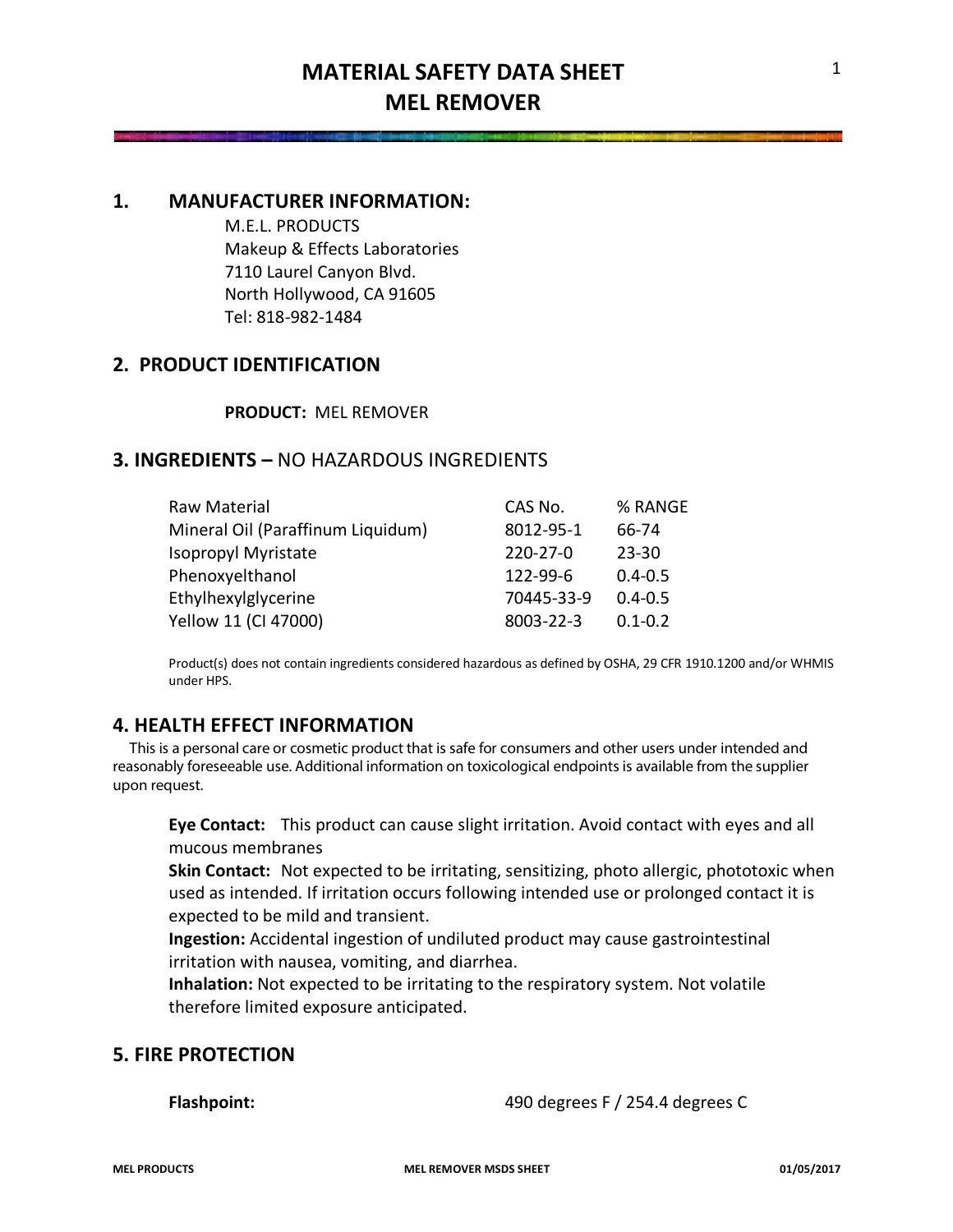# MATERIAL SAFETY DATA SHEET
# MEL REMOVER

## 1. MANUFACTURER INFORMATION:

M.E.L. PRODUCTS
Makeup & Effects Laboratories
7110 Laurel Canyon Blvd.
North Hollywood, CA 91605
Tel: 818-982-1484

## 2. PRODUCT IDENTIFICATION

**PRODUCT:** MEL REMOVER

## 3. INGREDIENTS – NO HAZARDOUS INGREDIENTS

| Raw Material | CAS No. | % RANGE |
|---|---|---|
| Mineral Oil (Paraffinum Liquidum) | 8012-95-1 | 66-74 |
| Isopropyl Myristate | 220-27-0 | 23-30 |
| Phenoxyelthanol | 122-99-6 | 0.4-0.5 |
| Ethylhexylglycerine | 70445-33-9 | 0.4-0.5 |
| Yellow 11 (CI 47000) | 8003-22-3 | 0.1-0.2 |

Product(s) does not contain ingredients considered hazardous as defined by OSHA, 29 CFR 1910.1200 and/or WHMIS under HPS.

## 4. HEALTH EFFECT INFORMATION

This is a personal care or cosmetic product that is safe for consumers and other users under intended and reasonably foreseeable use. Additional information on toxicological endpoints is available from the supplier upon request.

**Eye Contact:** This product can cause slight irritation. Avoid contact with eyes and all mucous membranes
**Skin Contact:** Not expected to be irritating, sensitizing, photo allergic, phototoxic when used as intended. If irritation occurs following intended use or prolonged contact it is expected to be mild and transient.
**Ingestion:** Accidental ingestion of undiluted product may cause gastrointestinal irritation with nausea, vomiting, and diarrhea.
**Inhalation:** Not expected to be irritating to the respiratory system. Not volatile therefore limited exposure anticipated.

## 5. FIRE PROTECTION

**Flashpoint:** 490 degrees F / 254.4 degrees C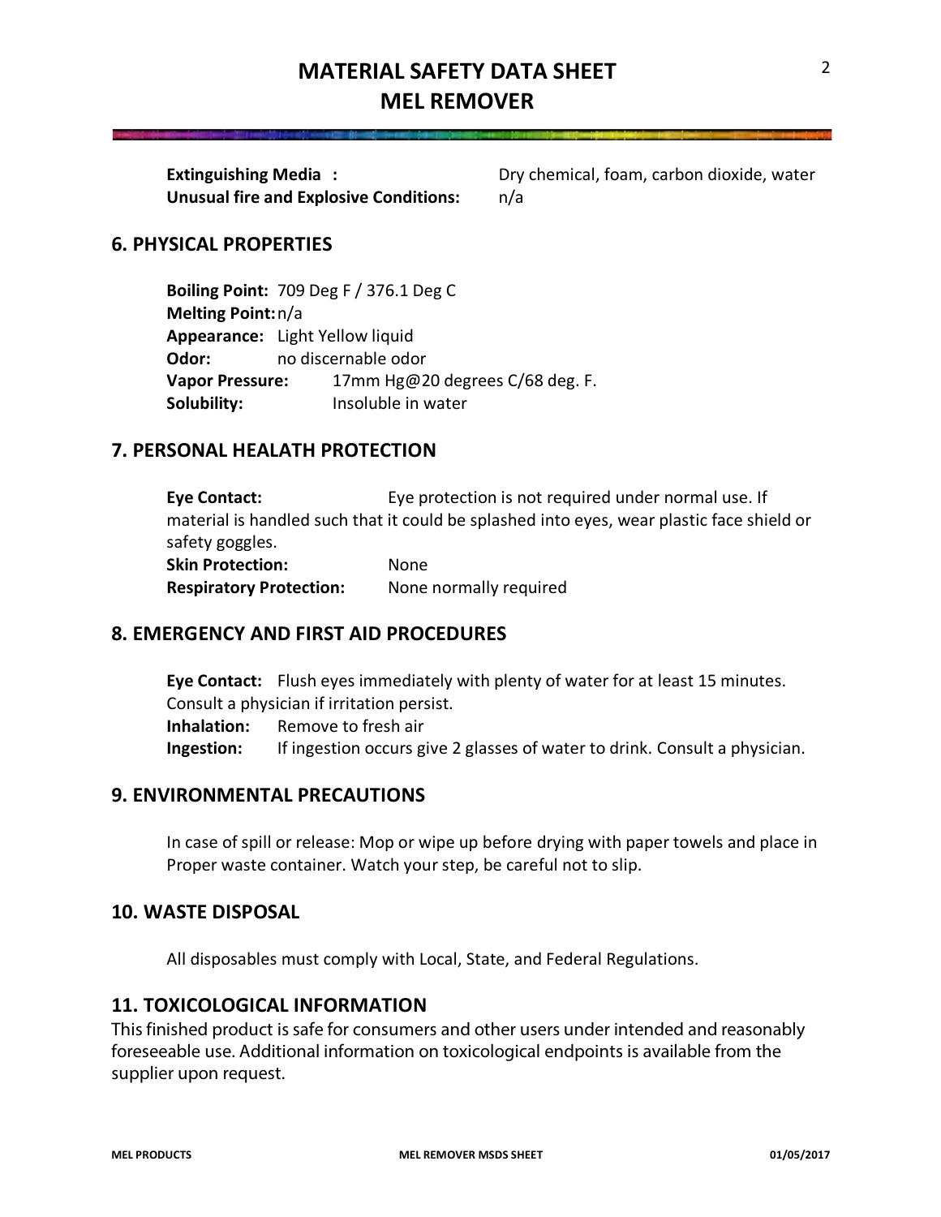**Extinguishing Media :** Dry chemical, foam, carbon dioxide, water
**Unusual fire and Explosive Conditions:** n/a

## 6. PHYSICAL PROPERTIES

**Boiling Point:** 709 Deg F / 376.1 Deg C
**Melting Point:** n/a
**Appearance:** Light Yellow liquid
**Odor:** no discernable odor
**Vapor Pressure:** 17mm Hg@20 degrees C/68 deg. F.
**Solubility:** Insoluble in water

## 7. PERSONAL HEALATH PROTECTION

**Eye Contact:** Eye protection is not required under normal use. If material is handled such that it could be splashed into eyes, wear plastic face shield or safety goggles.
**Skin Protection:** None
**Respiratory Protection:** None normally required

## 8. EMERGENCY AND FIRST AID PROCEDURES

**Eye Contact:** Flush eyes immediately with plenty of water for at least 15 minutes. Consult a physician if irritation persist.
**Inhalation:** Remove to fresh air
**Ingestion:** If ingestion occurs give 2 glasses of water to drink. Consult a physician.

## 9. ENVIRONMENTAL PRECAUTIONS

In case of spill or release: Mop or wipe up before drying with paper towels and place in Proper waste container. Watch your step, be careful not to slip.

## 10. WASTE DISPOSAL

All disposables must comply with Local, State, and Federal Regulations.

## 11. TOXICOLOGICAL INFORMATION

This finished product is safe for consumers and other users under intended and reasonably foreseeable use. Additional information on toxicological endpoints is available from the supplier upon request.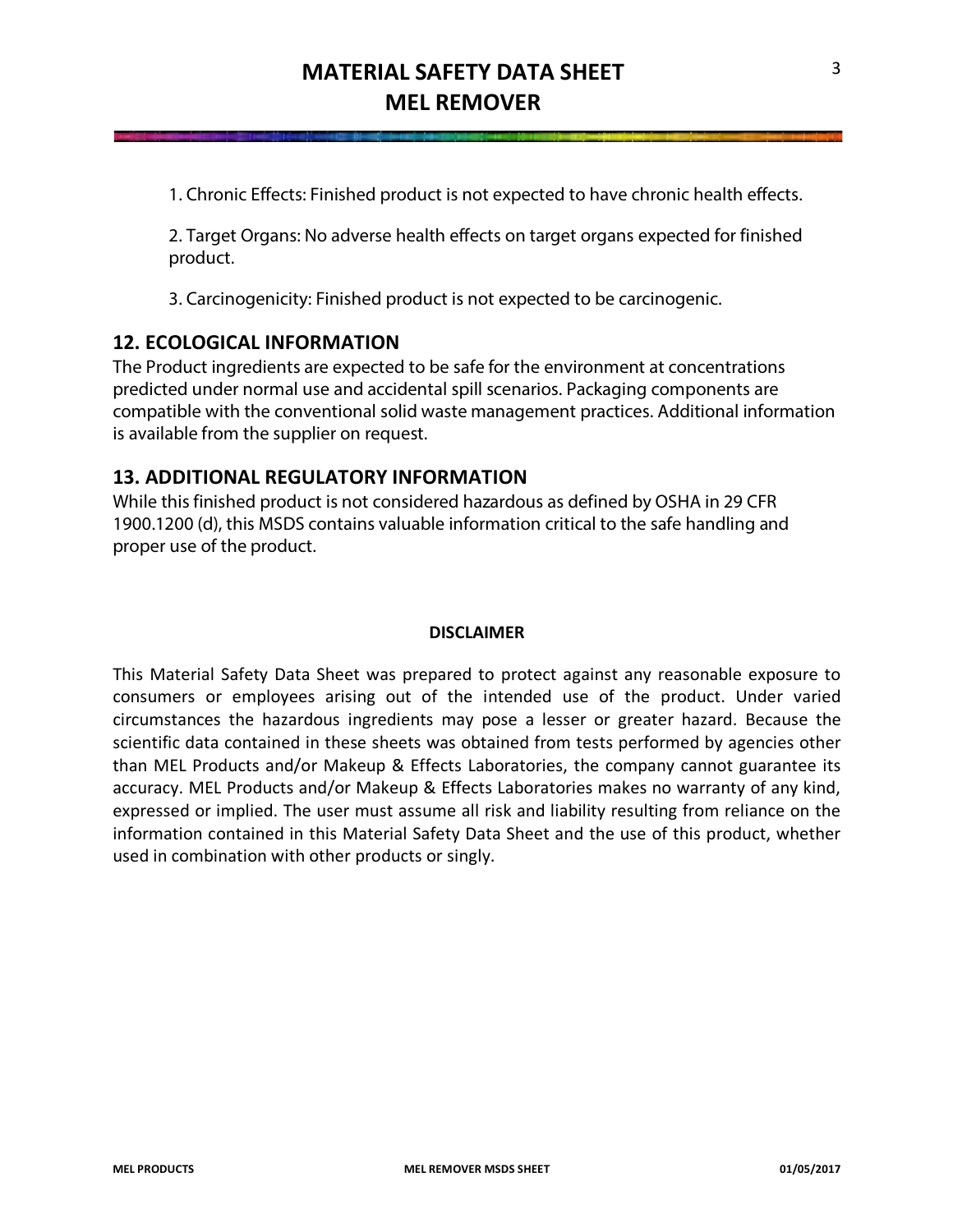1. Chronic Effects: Finished product is not expected to have chronic health effects.

2. Target Organs: No adverse health effects on target organs expected for finished product.

3. Carcinogenicity: Finished product is not expected to be carcinogenic.

## 12. ECOLOGICAL INFORMATION

The Product ingredients are expected to be safe for the environment at concentrations predicted under normal use and accidental spill scenarios. Packaging components are compatible with the conventional solid waste management practices. Additional information is available from the supplier on request.

## 13. ADDITIONAL REGULATORY INFORMATION

While this finished product is not considered hazardous as defined by OSHA in 29 CFR 1900.1200 (d), this MSDS contains valuable information critical to the safe handling and proper use of the product.

**DISCLAIMER**

This Material Safety Data Sheet was prepared to protect against any reasonable exposure to consumers or employees arising out of the intended use of the product. Under varied circumstances the hazardous ingredients may pose a lesser or greater hazard. Because the scientific data contained in these sheets was obtained from tests performed by agencies other than MEL Products and/or Makeup & Effects Laboratories, the company cannot guarantee its accuracy. MEL Products and/or Makeup & Effects Laboratories makes no warranty of any kind, expressed or implied. The user must assume all risk and liability resulting from reliance on the information contained in this Material Safety Data Sheet and the use of this product, whether used in combination with other products or singly.